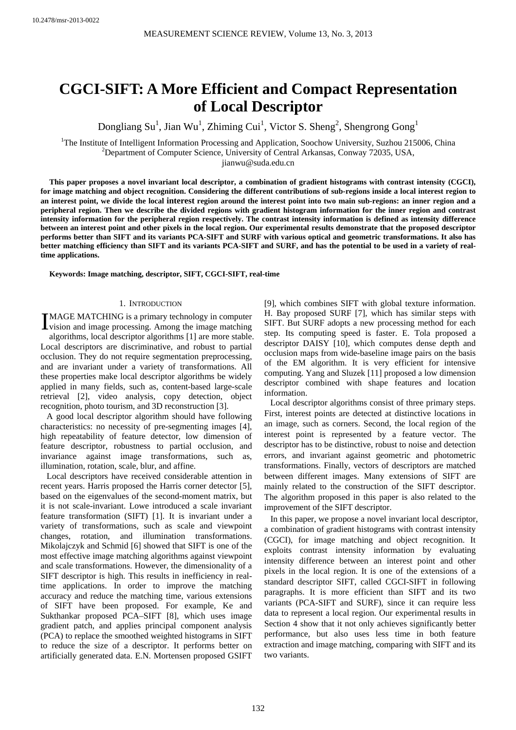# CGCI-SIFT: A More Efficient and Compact Representation of Local Descriptor

Dongliang Su[1], Jian Wu[1], Zhiming Cui[1], Victor S. Sheng[2], Shengrong Gong[1]

[1]The Institute of Intelligent Information Processing and Application, Soochow University, Suzhou 215006, China
[2]Department of Computer Science, University of Central Arkansas, Conway 72035, USA,
jianwu@suda.edu.cn

**This paper proposes a novel invariant local descriptor, a combination of gradient histograms with contrast intensity (CGCI), for image matching and object recognition. Considering the different contributions of sub-regions inside a local interest region to an interest point, we divide the local interest region around the interest point into two main sub-regions: an inner region and a peripheral region. Then we describe the divided regions with gradient histogram information for the inner region and contrast intensity information for the peripheral region respectively. The contrast intensity information is defined as intensity difference between an interest point and other pixels in the local region. Our experimental results demonstrate that the proposed descriptor performs better than SIFT and its variants PCA-SIFT and SURF with various optical and geometric transformations. It also has better matching efficiency than SIFT and its variants PCA-SIFT and SURF, and has the potential to be used in a variety of real-time applications.**

**Keywords: Image matching, descriptor, SIFT, CGCI-SIFT, real-time**

## 1. Introduction

IMAGE MATCHING is a primary technology in computer vision and image processing. Among the image matching algorithms, local descriptor algorithms [1] are more stable. Local descriptors are discriminative, and robust to partial occlusion. They do not require segmentation preprocessing, and are invariant under a variety of transformations. All these properties make local descriptor algorithms be widely applied in many fields, such as, content-based large-scale retrieval [2], video analysis, copy detection, object recognition, photo tourism, and 3D reconstruction [3].

A good local descriptor algorithm should have following characteristics: no necessity of pre-segmenting images [4], high repeatability of feature detector, low dimension of feature descriptor, robustness to partial occlusion, and invariance against image transformations, such as, illumination, rotation, scale, blur, and affine.

Local descriptors have received considerable attention in recent years. Harris proposed the Harris corner detector [5], based on the eigenvalues of the second-moment matrix, but it is not scale-invariant. Lowe introduced a scale invariant feature transformation (SIFT) [1]. It is invariant under a variety of transformations, such as scale and viewpoint changes, rotation, and illumination transformations. Mikolajczyk and Schmid [6] showed that SIFT is one of the most effective image matching algorithms against viewpoint and scale transformations. However, the dimensionality of a SIFT descriptor is high. This results in inefficiency in real-time applications. In order to improve the matching accuracy and reduce the matching time, various extensions of SIFT have been proposed. For example, Ke and Sukthankar proposed PCA–SIFT [8], which uses image gradient patch, and applies principal component analysis (PCA) to replace the smoothed weighted histograms in SIFT to reduce the size of a descriptor. It performs better on artificially generated data. E.N. Mortensen proposed GSIFT [9], which combines SIFT with global texture information. H. Bay proposed SURF [7], which has similar steps with SIFT. But SURF adopts a new processing method for each step. Its computing speed is faster. E. Tola proposed a descriptor DAISY [10], which computes dense depth and occlusion maps from wide-baseline image pairs on the basis of the EM algorithm. It is very efficient for intensive computing. Yang and Sluzek [11] proposed a low dimension descriptor combined with shape features and location information.

Local descriptor algorithms consist of three primary steps. First, interest points are detected at distinctive locations in an image, such as corners. Second, the local region of the interest point is represented by a feature vector. The descriptor has to be distinctive, robust to noise and detection errors, and invariant against geometric and photometric transformations. Finally, vectors of descriptors are matched between different images. Many extensions of SIFT are mainly related to the construction of the SIFT descriptor. The algorithm proposed in this paper is also related to the improvement of the SIFT descriptor.

In this paper, we propose a novel invariant local descriptor, a combination of gradient histograms with contrast intensity (CGCI), for image matching and object recognition. It exploits contrast intensity information by evaluating intensity difference between an interest point and other pixels in the local region. It is one of the extensions of a standard descriptor SIFT, called CGCI-SIFT in following paragraphs. It is more efficient than SIFT and its two variants (PCA-SIFT and SURF), since it can require less data to represent a local region. Our experimental results in Section 4 show that it not only achieves significantly better performance, but also uses less time in both feature extraction and image matching, comparing with SIFT and its two variants.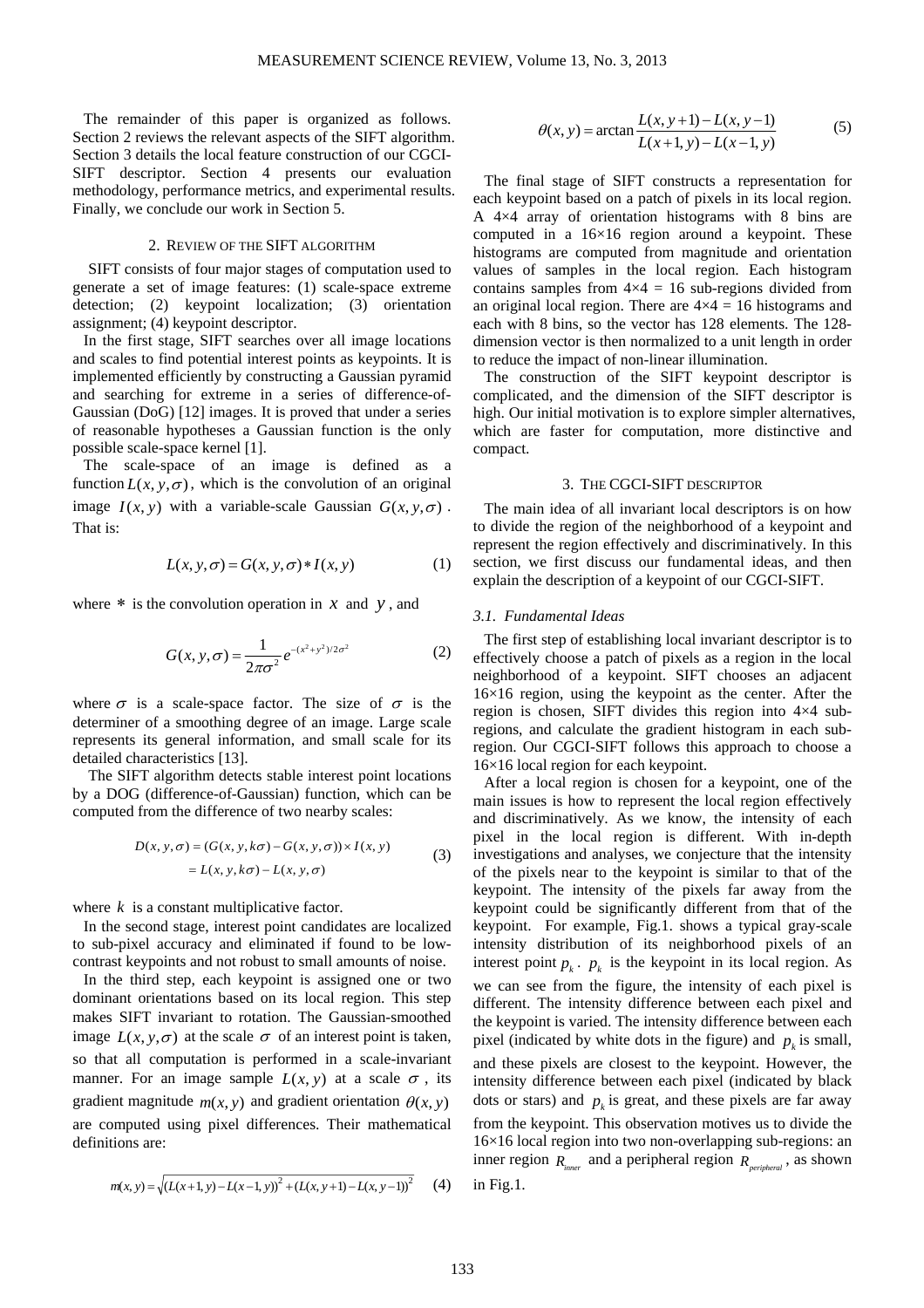The remainder of this paper is organized as follows. Section 2 reviews the relevant aspects of the SIFT algorithm. Section 3 details the local feature construction of our CGCI-SIFT descriptor. Section 4 presents our evaluation methodology, performance metrics, and experimental results. Finally, we conclude our work in Section 5.

## 2. Review of the SIFT algorithm

SIFT consists of four major stages of computation used to generate a set of image features: (1) scale-space extreme detection; (2) keypoint localization; (3) orientation assignment; (4) keypoint descriptor.

In the first stage, SIFT searches over all image locations and scales to find potential interest points as keypoints. It is implemented efficiently by constructing a Gaussian pyramid and searching for extreme in a series of difference-of-Gaussian (DoG) [12] images. It is proved that under a series of reasonable hypotheses a Gaussian function is the only possible scale-space kernel [1].

The scale-space of an image is defined as a function $L(x, y, \sigma)$, which is the convolution of an original image $I(x, y)$ with a variable-scale Gaussian $G(x, y, \sigma)$. That is:

$$L(x, y, \sigma) = G(x, y, \sigma) * I(x, y) \tag{1}$$

where $*$ is the convolution operation in $x$ and $y$, and

$$G(x, y, \sigma) = \frac{1}{2\pi\sigma^2} e^{-(x^2+y^2)/2\sigma^2} \tag{2}$$

where $\sigma$ is a scale-space factor. The size of $\sigma$ is the determiner of a smoothing degree of an image. Large scale represents its general information, and small scale for its detailed characteristics [13].

The SIFT algorithm detects stable interest point locations by a DOG (difference-of-Gaussian) function, which can be computed from the difference of two nearby scales:

$$\begin{aligned} D(x, y, \sigma) &= (G(x, y, k\sigma) - G(x, y, \sigma)) \times I(x, y) \\ &= L(x, y, k\sigma) - L(x, y, \sigma) \end{aligned} \tag{3}$$

where $k$ is a constant multiplicative factor.

In the second stage, interest point candidates are localized to sub-pixel accuracy and eliminated if found to be low-contrast keypoints and not robust to small amounts of noise.

In the third step, each keypoint is assigned one or two dominant orientations based on its local region. This step makes SIFT invariant to rotation. The Gaussian-smoothed image $L(x, y, \sigma)$ at the scale $\sigma$ of an interest point is taken, so that all computation is performed in a scale-invariant manner. For an image sample $L(x, y)$ at a scale $\sigma$, its gradient magnitude $m(x, y)$ and gradient orientation $\theta(x, y)$ are computed using pixel differences. Their mathematical definitions are:

$$m(x, y) = \sqrt{(L(x+1, y) - L(x-1, y))^2 + (L(x, y+1) - L(x, y-1))^2} \tag{4}$$

$$\theta(x, y) = \arctan \frac{L(x, y+1) - L(x, y-1)}{L(x+1, y) - L(x-1, y)} \tag{5}$$

The final stage of SIFT constructs a representation for each keypoint based on a patch of pixels in its local region. A 4×4 array of orientation histograms with 8 bins are computed in a 16×16 region around a keypoint. These histograms are computed from magnitude and orientation values of samples in the local region. Each histogram contains samples from 4×4 = 16 sub-regions divided from an original local region. There are 4×4 = 16 histograms and each with 8 bins, so the vector has 128 elements. The 128-dimension vector is then normalized to a unit length in order to reduce the impact of non-linear illumination.

The construction of the SIFT keypoint descriptor is complicated, and the dimension of the SIFT descriptor is high. Our initial motivation is to explore simpler alternatives, which are faster for computation, more distinctive and compact.

## 3. The CGCI-SIFT descriptor

The main idea of all invariant local descriptors is on how to divide the region of the neighborhood of a keypoint and represent the region effectively and discriminatively. In this section, we first discuss our fundamental ideas, and then explain the description of a keypoint of our CGCI-SIFT.

### *3.1. Fundamental Ideas*

The first step of establishing local invariant descriptor is to effectively choose a patch of pixels as a region in the local neighborhood of a keypoint. SIFT chooses an adjacent 16×16 region, using the keypoint as the center. After the region is chosen, SIFT divides this region into 4×4 sub-regions, and calculate the gradient histogram in each sub-region. Our CGCI-SIFT follows this approach to choose a 16×16 local region for each keypoint.

After a local region is chosen for a keypoint, one of the main issues is how to represent the local region effectively and discriminatively. As we know, the intensity of each pixel in the local region is different. With in-depth investigations and analyses, we conjecture that the intensity of the pixels near to the keypoint is similar to that of the keypoint. The intensity of the pixels far away from the keypoint could be significantly different from that of the keypoint. For example, Fig.1. shows a typical gray-scale intensity distribution of its neighborhood pixels of an interest point $p_k$. $p_k$ is the keypoint in its local region. As we can see from the figure, the intensity of each pixel is different. The intensity difference between each pixel and the keypoint is varied. The intensity difference between each pixel (indicated by white dots in the figure) and $p_k$ is small, and these pixels are closest to the keypoint. However, the intensity difference between each pixel (indicated by black dots or stars) and $p_k$ is great, and these pixels are far away from the keypoint. This observation motives us to divide the 16×16 local region into two non-overlapping sub-regions: an inner region $R_{inner}$ and a peripheral region $R_{peripheral}$, as shown in Fig.1.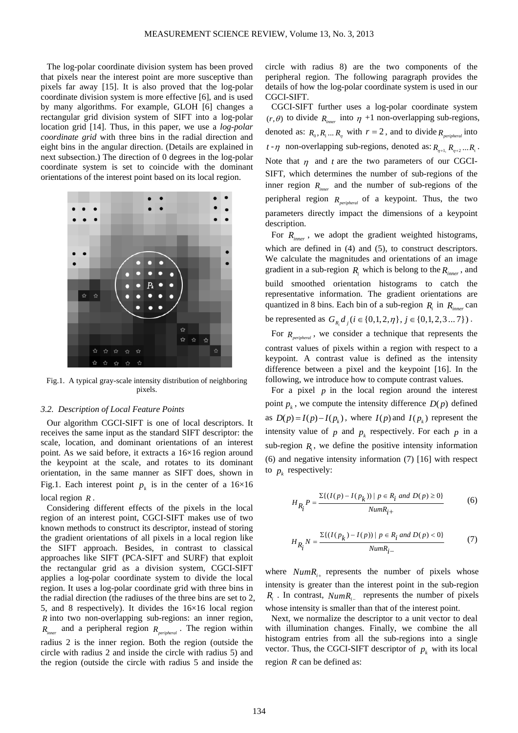The log-polar coordinate division system has been proved that pixels near the interest point are more susceptive than pixels far away [15]. It is also proved that the log-polar coordinate division system is more effective [6], and is used by many algorithms. For example, GLOH [6] changes a rectangular grid division system of SIFT into a log-polar location grid [14]. Thus, in this paper, we use a *log-polar coordinate grid* with three bins in the radial direction and eight bins in the angular direction. (Details are explained in next subsection.) The direction of 0 degrees in the log-polar coordinate system is set to coincide with the dominant orientations of the interest point based on its local region.

Fig.1. A typical gray-scale intensity distribution of neighboring pixels.

### 3.2. Description of Local Feature Points

Our algorithm CGCI-SIFT is one of local descriptors. It receives the same input as the standard SIFT descriptor: the scale, location, and dominant orientations of an interest point. As we said before, it extracts a 16×16 region around the keypoint at the scale, and rotates to its dominant orientation, in the same manner as SIFT does, shown in Fig.1. Each interest point $p_k$ is in the center of a 16×16 local region $R$.

Considering different effects of the pixels in the local region of an interest point, CGCI-SIFT makes use of two known methods to construct its descriptor, instead of storing the gradient orientations of all pixels in a local region like the SIFT approach. Besides, in contrast to classical approaches like SIFT (PCA-SIFT and SURF) that exploit the rectangular grid as a division system, CGCI-SIFT applies a log-polar coordinate system to divide the local region. It uses a log-polar coordinate grid with three bins in the radial direction (the radiuses of the three bins are set to 2, 5, and 8 respectively). It divides the 16×16 local region $R$ into two non-overlapping sub-regions: an inner region, $R_{inner}$ and a peripheral region $R_{peripheral}$. The region within radius 2 is the inner region. Both the region (outside the circle with radius 2 and inside the circle with radius 5) and the region (outside the circle with radius 5 and inside the circle with radius 8) are the two components of the peripheral region. The following paragraph provides the details of how the log-polar coordinate system is used in our CGCI-SIFT.

CGCI-SIFT further uses a log-polar coordinate system $(r,\theta)$ to divide $R_{inner}$ into $\eta$ +1 non-overlapping sub-regions, denoted as: $R_0, R_1 ... R_\eta$ with $r = 2$, and to divide $R_{peripheral}$ into $t$ - $\eta$ non-overlapping sub-regions, denoted as: $R_{\eta+1,} R_{\eta+2} ... R_t$. Note that $\eta$ and $t$ are the two parameters of our CGCI-SIFT, which determines the number of sub-regions of the inner region $R_{inner}$ and the number of sub-regions of the peripheral region $R_{peripheral}$ of a keypoint. Thus, the two parameters directly impact the dimensions of a keypoint description.

For $R_{inner}$, we adopt the gradient weighted histograms, which are defined in (4) and (5), to construct descriptors. We calculate the magnitudes and orientations of an image gradient in a sub-region $R_i$ which is belong to the $R_{inner}$, and build smoothed orientation histograms to catch the representative information. The gradient orientations are quantized in 8 bins. Each bin of a sub-region $R_i$ in $R_{inner}$ can be represented as $G_{R_i} d_j (i \in \{0,1,2,\eta\}, j \in \{0,1,2,3...7\})$.

For $R_{peripheral}$, we consider a technique that represents the contrast values of pixels within a region with respect to a keypoint. A contrast value is defined as the intensity difference between a pixel and the keypoint [16]. In the following, we introduce how to compute contrast values.

For a pixel $p$ in the local region around the interest point $p_k$, we compute the intensity difference $D(p)$ defined as $D(p) = I(p) - I(p_k)$, where $I(p)$ and $I(p_k)$ represent the intensity value of $p$ and $p_k$ respectively. For each $p$ in a sub-region $R_i$, we define the positive intensity information (6) and negative intensity information (7) [16] with respect to $p_k$ respectively:

$$H_{R_i}P = \frac{\Sigma\{(I(p) - I(p_k)) \mid p \in R_i \text{ and } D(p) \geq 0\}}{NumR_{i+}} \tag{6}$$

$$H_{R_i}N = \frac{\Sigma\{(I(p_k) - I(p)) \mid p \in R_i \text{ and } D(p) < 0\}}{NumR_{i-}} \tag{7}$$

where $NumR_{i+}$ represents the number of pixels whose intensity is greater than the interest point in the sub-region $R_i$. In contrast, $NumR_{i-}$ represents the number of pixels whose intensity is smaller than that of the interest point.

Next, we normalize the descriptor to a unit vector to deal with illumination changes. Finally, we combine the all histogram entries from all the sub-regions into a single vector. Thus, the CGCI-SIFT descriptor of $p_k$ with its local region $R$ can be defined as: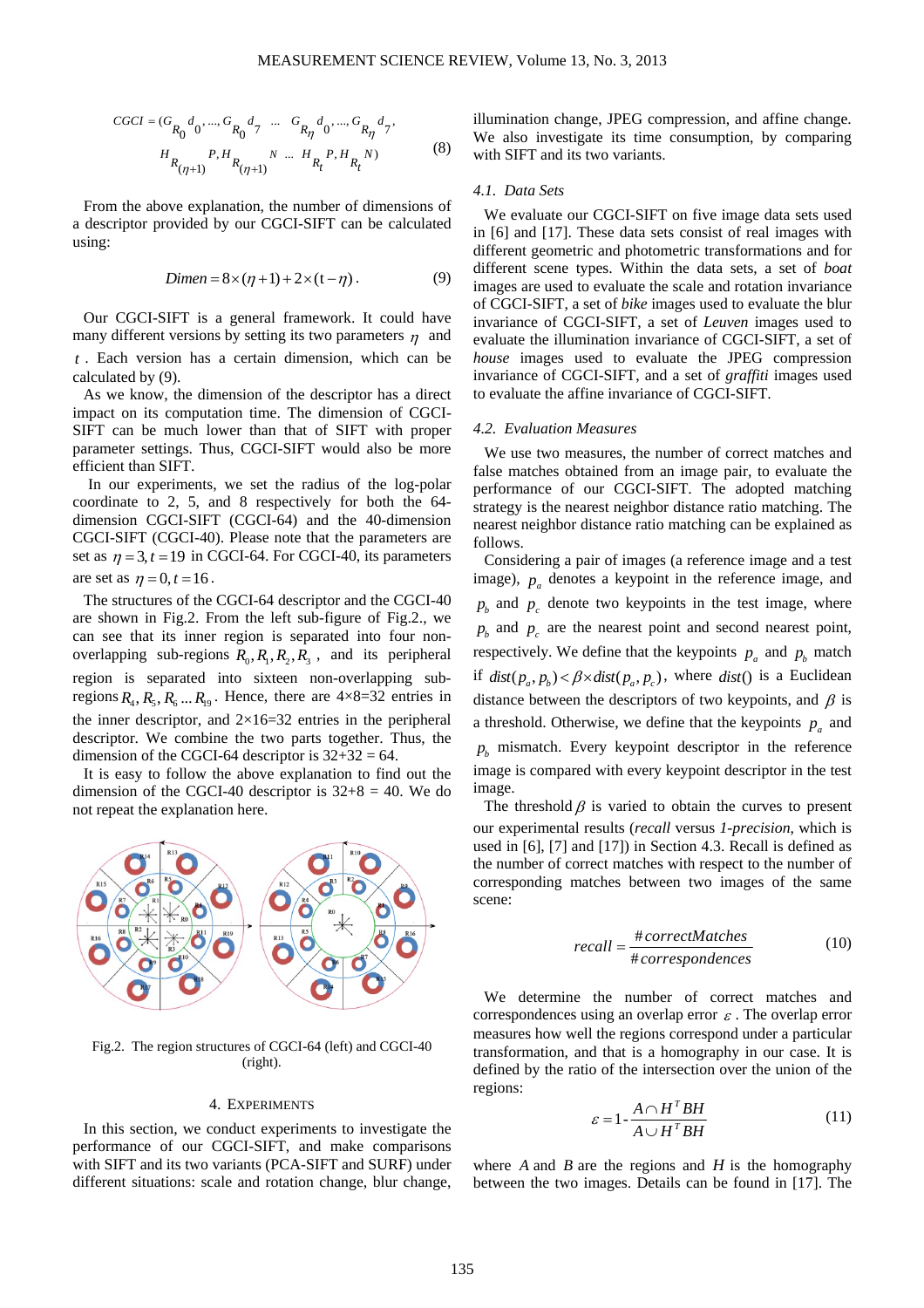$$CGCI = (G_{R_0}{}^{d_0}, ..., G_{R_0}{}^{d_7} \;...\; G_{R_\eta}{}^{d_0}, ..., G_{R_\eta}{}^{d_7}, \quad H_{R_{(\eta+1)}}{}^{P}, H_{R_{(\eta+1)}}{}^{N} \;...\; H_{R_t}{}^{P}, H_{R_t}{}^{N}) \tag{8}$$

From the above explanation, the number of dimensions of a descriptor provided by our CGCI-SIFT can be calculated using:

$$Dimen = 8\times(\eta+1) + 2\times(t-\eta). \tag{9}$$

Our CGCI-SIFT is a general framework. It could have many different versions by setting its two parameters $\eta$ and $t$. Each version has a certain dimension, which can be calculated by (9).

As we know, the dimension of the descriptor has a direct impact on its computation time. The dimension of CGCI-SIFT can be much lower than that of SIFT with proper parameter settings. Thus, CGCI-SIFT would also be more efficient than SIFT.

In our experiments, we set the radius of the log-polar coordinate to 2, 5, and 8 respectively for both the 64-dimension CGCI-SIFT (CGCI-64) and the 40-dimension CGCI-SIFT (CGCI-40). Please note that the parameters are set as $\eta = 3, t = 19$ in CGCI-64. For CGCI-40, its parameters are set as $\eta = 0, t = 16$.

The structures of the CGCI-64 descriptor and the CGCI-40 are shown in Fig.2. From the left sub-figure of Fig.2., we can see that its inner region is separated into four non-overlapping sub-regions $R_0, R_1, R_2, R_3$, and its peripheral region is separated into sixteen non-overlapping sub-regions $R_4, R_5, R_6 ... R_{19}$. Hence, there are 4×8=32 entries in the inner descriptor, and 2×16=32 entries in the peripheral descriptor. We combine the two parts together. Thus, the dimension of the CGCI-64 descriptor is 32+32 = 64.

It is easy to follow the above explanation to find out the dimension of the CGCI-40 descriptor is 32+8 = 40. We do not repeat the explanation here.

Fig.2. The region structures of CGCI-64 (left) and CGCI-40 (right).

## 4. Experiments

In this section, we conduct experiments to investigate the performance of our CGCI-SIFT, and make comparisons with SIFT and its two variants (PCA-SIFT and SURF) under different situations: scale and rotation change, blur change, illumination change, JPEG compression, and affine change. We also investigate its time consumption, by comparing with SIFT and its two variants.

### 4.1. Data Sets

We evaluate our CGCI-SIFT on five image data sets used in [6] and [17]. These data sets consist of real images with different geometric and photometric transformations and for different scene types. Within the data sets, a set of *boat* images are used to evaluate the scale and rotation invariance of CGCI-SIFT, a set of *bike* images used to evaluate the blur invariance of CGCI-SIFT, a set of *Leuven* images used to evaluate the illumination invariance of CGCI-SIFT, a set of *house* images used to evaluate the JPEG compression invariance of CGCI-SIFT, and a set of *graffiti* images used to evaluate the affine invariance of CGCI-SIFT.

### 4.2. Evaluation Measures

We use two measures, the number of correct matches and false matches obtained from an image pair, to evaluate the performance of our CGCI-SIFT. The adopted matching strategy is the nearest neighbor distance ratio matching. The nearest neighbor distance ratio matching can be explained as follows.

Considering a pair of images (a reference image and a test image), $p_a$ denotes a keypoint in the reference image, and $p_b$ and $p_c$ denote two keypoints in the test image, where $p_b$ and $p_c$ are the nearest point and second nearest point, respectively. We define that the keypoints $p_a$ and $p_b$ match if $dist(p_a, p_b) < \beta \times dist(p_a, p_c)$, where $dist()$ is a Euclidean distance between the descriptors of two keypoints, and $\beta$ is a threshold. Otherwise, we define that the keypoints $p_a$ and $p_b$ mismatch. Every keypoint descriptor in the reference image is compared with every keypoint descriptor in the test image.

The threshold $\beta$ is varied to obtain the curves to present our experimental results (*recall* versus *1-precision*, which is used in [6], [7] and [17]) in Section 4.3. Recall is defined as the number of correct matches with respect to the number of corresponding matches between two images of the same scene:

$$recall = \frac{\#correctMatches}{\#correspondences} \tag{10}$$

We determine the number of correct matches and correspondences using an overlap error $\varepsilon$. The overlap error measures how well the regions correspond under a particular transformation, and that is a homography in our case. It is defined by the ratio of the intersection over the union of the regions:

$$\varepsilon = 1 - \frac{A \cap H^T BH}{A \cup H^T BH} \tag{11}$$

where $A$ and $B$ are the regions and $H$ is the homography between the two images. Details can be found in [17]. The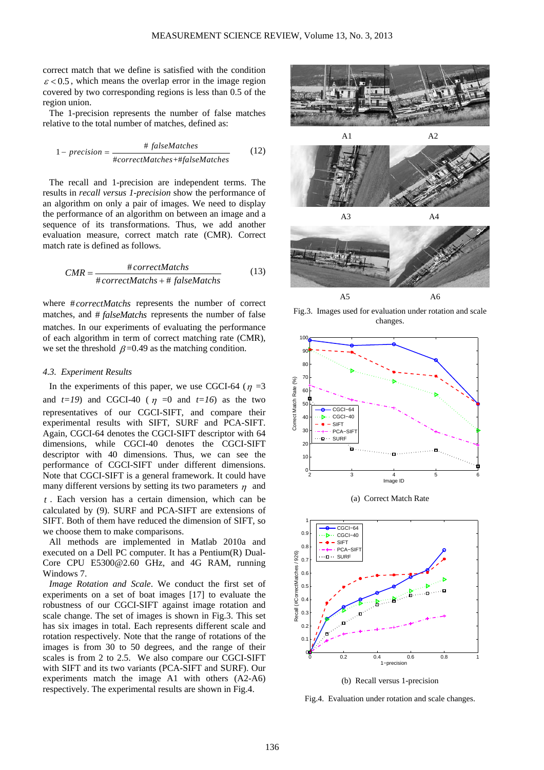correct match that we define is satisfied with the condition $\varepsilon < 0.5$, which means the overlap error in the image region covered by two corresponding regions is less than 0.5 of the region union.

The 1-precision represents the number of false matches relative to the total number of matches, defined as:

$$1 - precision = \frac{\#\,falseMatches}{\#correctMatches + \#falseMatches} \tag{12}$$

The recall and 1-precision are independent terms. The results in *recall versus 1-precision* show the performance of an algorithm on only a pair of images. We need to display the performance of an algorithm on between an image and a sequence of its transformations. Thus, we add another evaluation measure, correct match rate (CMR). Correct match rate is defined as follows.

$$CMR = \frac{\#correctMatchs}{\#correctMatchs + \#\,falseMatchs} \tag{13}$$

where $\#correctMatchs$ represents the number of correct matches, and $\#\,falseMatchs$ represents the number of false matches. In our experiments of evaluating the performance of each algorithm in term of correct matching rate (CMR), we set the threshold $\beta$=0.49 as the matching condition.

### 4.3. Experiment Results

In the experiments of this paper, we use CGCI-64 ($\eta$ =3 and *t=19*) and CGCI-40 ($\eta$ =0 and *t=16*) as the two representatives of our CGCI-SIFT, and compare their experimental results with SIFT, SURF and PCA-SIFT. Again, CGCI-64 denotes the CGCI-SIFT descriptor with 64 dimensions, while CGCI-40 denotes the CGCI-SIFT descriptor with 40 dimensions. Thus, we can see the performance of CGCI-SIFT under different dimensions. Note that CGCI-SIFT is a general framework. It could have many different versions by setting its two parameters $\eta$ and $t$. Each version has a certain dimension, which can be calculated by (9). SURF and PCA-SIFT are extensions of SIFT. Both of them have reduced the dimension of SIFT, so we choose them to make comparisons.

All methods are implemented in Matlab 2010a and executed on a Dell PC computer. It has a Pentium(R) Dual-Core CPU E5300@2.60 GHz, and 4G RAM, running Windows 7.

*Image Rotation and Scale*. We conduct the first set of experiments on a set of boat images [17] to evaluate the robustness of our CGCI-SIFT against image rotation and scale change. The set of images is shown in Fig.3. This set has six images in total. Each represents different scale and rotation respectively. Note that the range of rotations of the images is from 30 to 50 degrees, and the range of their scales is from 2 to 2.5. We also compare our CGCI-SIFT with SIFT and its two variants (PCA-SIFT and SURF). Our experiments match the image A1 with others (A2-A6) respectively. The experimental results are shown in Fig.4.

A1 A2

A3 A4

A5 A6

Fig.3. Images used for evaluation under rotation and scale changes.

(a) Correct Match Rate

(b) Recall versus 1-precision

Fig.4. Evaluation under rotation and scale changes.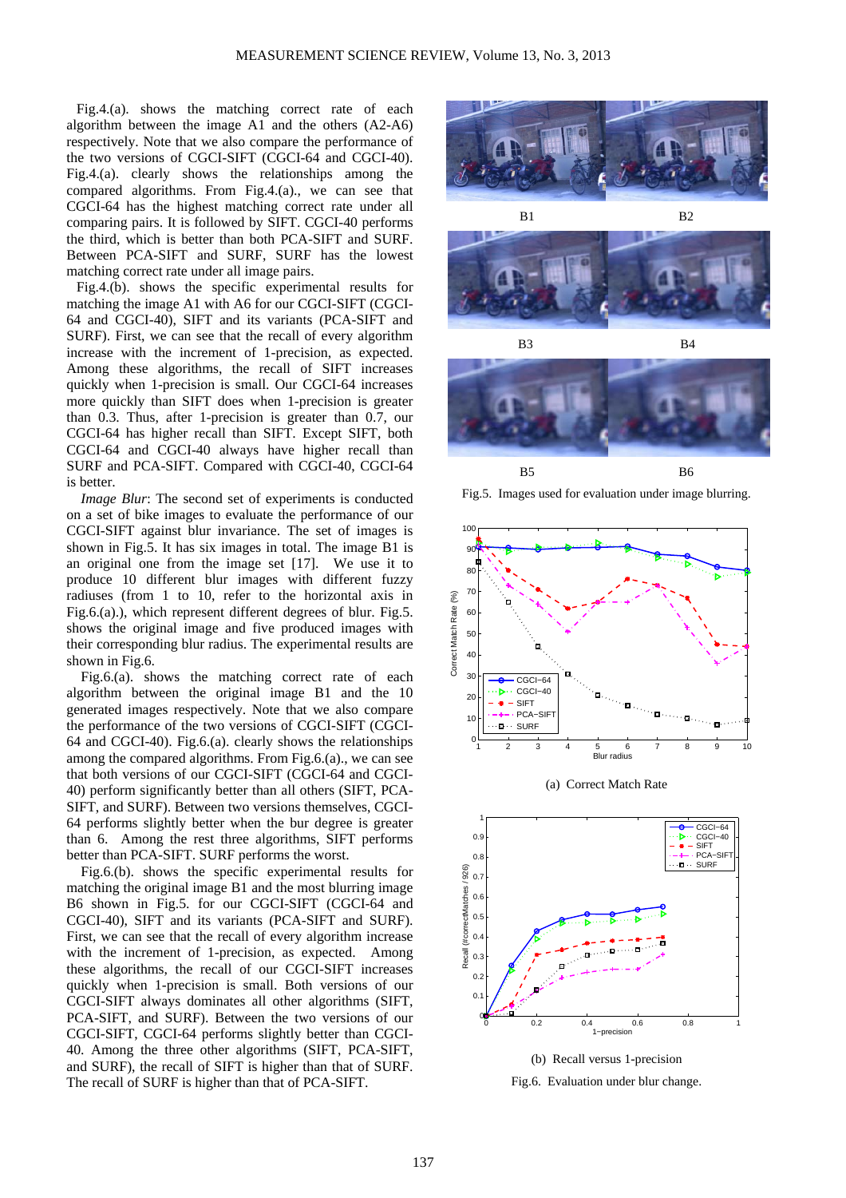Fig.4.(a). shows the matching correct rate of each algorithm between the image A1 and the others (A2-A6) respectively. Note that we also compare the performance of the two versions of CGCI-SIFT (CGCI-64 and CGCI-40). Fig.4.(a). clearly shows the relationships among the compared algorithms. From Fig.4.(a)., we can see that CGCI-64 has the highest matching correct rate under all comparing pairs. It is followed by SIFT. CGCI-40 performs the third, which is better than both PCA-SIFT and SURF. Between PCA-SIFT and SURF, SURF has the lowest matching correct rate under all image pairs.

Fig.4.(b). shows the specific experimental results for matching the image A1 with A6 for our CGCI-SIFT (CGCI-64 and CGCI-40), SIFT and its variants (PCA-SIFT and SURF). First, we can see that the recall of every algorithm increase with the increment of 1-precision, as expected. Among these algorithms, the recall of SIFT increases quickly when 1-precision is small. Our CGCI-64 increases more quickly than SIFT does when 1-precision is greater than 0.3. Thus, after 1-precision is greater than 0.7, our CGCI-64 has higher recall than SIFT. Except SIFT, both CGCI-64 and CGCI-40 always have higher recall than SURF and PCA-SIFT. Compared with CGCI-40, CGCI-64 is better.

*Image Blur*: The second set of experiments is conducted on a set of bike images to evaluate the performance of our CGCI-SIFT against blur invariance. The set of images is shown in Fig.5. It has six images in total. The image B1 is an original one from the image set [17]. We use it to produce 10 different blur images with different fuzzy radiuses (from 1 to 10, refer to the horizontal axis in Fig.6.(a).), which represent different degrees of blur. Fig.5. shows the original image and five produced images with their corresponding blur radius. The experimental results are shown in Fig.6.

Fig.6.(a). shows the matching correct rate of each algorithm between the original image B1 and the 10 generated images respectively. Note that we also compare the performance of the two versions of CGCI-SIFT (CGCI-64 and CGCI-40). Fig.6.(a). clearly shows the relationships among the compared algorithms. From Fig.6.(a)., we can see that both versions of our CGCI-SIFT (CGCI-64 and CGCI-40) perform significantly better than all others (SIFT, PCA-SIFT, and SURF). Between two versions themselves, CGCI-64 performs slightly better when the bur degree is greater than 6. Among the rest three algorithms, SIFT performs better than PCA-SIFT. SURF performs the worst.

Fig.6.(b). shows the specific experimental results for matching the original image B1 and the most blurring image B6 shown in Fig.5. for our CGCI-SIFT (CGCI-64 and CGCI-40), SIFT and its variants (PCA-SIFT and SURF). First, we can see that the recall of every algorithm increase with the increment of 1-precision, as expected. Among these algorithms, the recall of our CGCI-SIFT increases quickly when 1-precision is small. Both versions of our CGCI-SIFT always dominates all other algorithms (SIFT, PCA-SIFT, and SURF). Between the two versions of our CGCI-SIFT, CGCI-64 performs slightly better than CGCI-40. Among the three other algorithms (SIFT, PCA-SIFT, and SURF), the recall of SIFT is higher than that of SURF. The recall of SURF is higher than that of PCA-SIFT.

B1 B2

B3 B4

B5 B6

Fig.5. Images used for evaluation under image blurring.

(a) Correct Match Rate

(b) Recall versus 1-precision

Fig.6. Evaluation under blur change.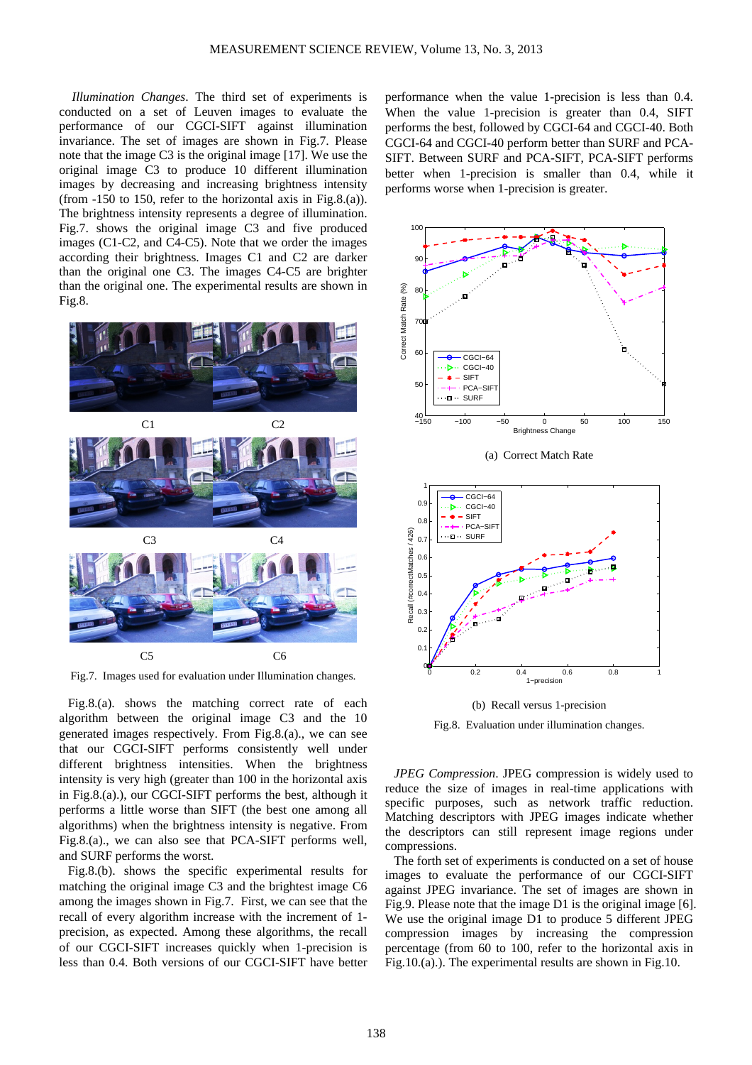*Illumination Changes*. The third set of experiments is conducted on a set of Leuven images to evaluate the performance of our CGCI-SIFT against illumination invariance. The set of images are shown in Fig.7. Please note that the image C3 is the original image [17]. We use the original image C3 to produce 10 different illumination images by decreasing and increasing brightness intensity (from -150 to 150, refer to the horizontal axis in Fig.8.(a)). The brightness intensity represents a degree of illumination. Fig.7. shows the original image C3 and five produced images (C1-C2, and C4-C5). Note that we order the images according their brightness. Images C1 and C2 are darker than the original one C3. The images C4-C5 are brighter than the original one. The experimental results are shown in Fig.8.

C1 C2

C3 C4

C5 C6

Fig.7. Images used for evaluation under Illumination changes.

Fig.8.(a). shows the matching correct rate of each algorithm between the original image C3 and the 10 generated images respectively. From Fig.8.(a)., we can see that our CGCI-SIFT performs consistently well under different brightness intensities. When the brightness intensity is very high (greater than 100 in the horizontal axis in Fig.8.(a).), our CGCI-SIFT performs the best, although it performs a little worse than SIFT (the best one among all algorithms) when the brightness intensity is negative. From Fig.8.(a)., we can also see that PCA-SIFT performs well, and SURF performs the worst.

Fig.8.(b). shows the specific experimental results for matching the original image C3 and the brightest image C6 among the images shown in Fig.7. First, we can see that the recall of every algorithm increase with the increment of 1-precision, as expected. Among these algorithms, the recall of our CGCI-SIFT increases quickly when 1-precision is less than 0.4. Both versions of our CGCI-SIFT have better performance when the value 1-precision is less than 0.4. When the value 1-precision is greater than 0.4, SIFT performs the best, followed by CGCI-64 and CGCI-40. Both CGCI-64 and CGCI-40 perform better than SURF and PCA-SIFT. Between SURF and PCA-SIFT, PCA-SIFT performs better when 1-precision is smaller than 0.4, while it performs worse when 1-precision is greater.

(a) Correct Match Rate

(b) Recall versus 1-precision

Fig.8. Evaluation under illumination changes.

*JPEG Compression*. JPEG compression is widely used to reduce the size of images in real-time applications with specific purposes, such as network traffic reduction. Matching descriptors with JPEG images indicate whether the descriptors can still represent image regions under compressions.

The forth set of experiments is conducted on a set of house images to evaluate the performance of our CGCI-SIFT against JPEG invariance. The set of images are shown in Fig.9. Please note that the image D1 is the original image [6]. We use the original image D1 to produce 5 different JPEG compression images by increasing the compression percentage (from 60 to 100, refer to the horizontal axis in Fig.10.(a).). The experimental results are shown in Fig.10.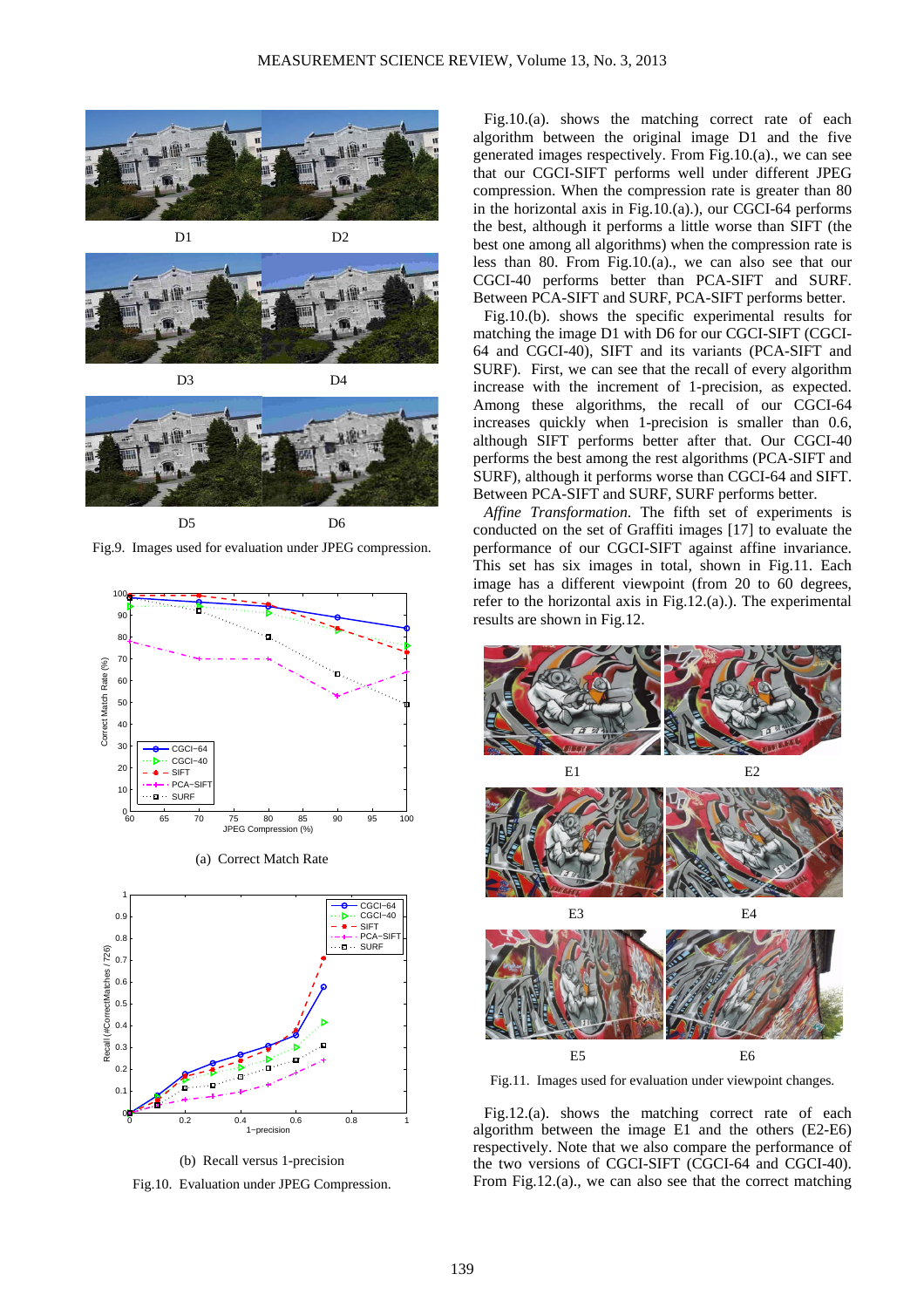D1 D2

D3 D4

D5 D6

Fig.9. Images used for evaluation under JPEG compression.

(a) Correct Match Rate

(b) Recall versus 1-precision

Fig.10. Evaluation under JPEG Compression.

Fig.10.(a). shows the matching correct rate of each algorithm between the original image D1 and the five generated images respectively. From Fig.10.(a)., we can see that our CGCI-SIFT performs well under different JPEG compression. When the compression rate is greater than 80 in the horizontal axis in Fig.10.(a).), our CGCI-64 performs the best, although it performs a little worse than SIFT (the best one among all algorithms) when the compression rate is less than 80. From Fig.10.(a)., we can also see that our CGCI-40 performs better than PCA-SIFT and SURF. Between PCA-SIFT and SURF, PCA-SIFT performs better.

Fig.10.(b). shows the specific experimental results for matching the image D1 with D6 for our CGCI-SIFT (CGCI-64 and CGCI-40), SIFT and its variants (PCA-SIFT and SURF). First, we can see that the recall of every algorithm increase with the increment of 1-precision, as expected. Among these algorithms, the recall of our CGCI-64 increases quickly when 1-precision is smaller than 0.6, although SIFT performs better after that. Our CGCI-40 performs the best among the rest algorithms (PCA-SIFT and SURF), although it performs worse than CGCI-64 and SIFT. Between PCA-SIFT and SURF, SURF performs better.

*Affine Transformation.* The fifth set of experiments is conducted on the set of Graffiti images [17] to evaluate the performance of our CGCI-SIFT against affine invariance. This set has six images in total, shown in Fig.11. Each image has a different viewpoint (from 20 to 60 degrees, refer to the horizontal axis in Fig.12.(a).). The experimental results are shown in Fig.12.

E1 E2

E3 E4

E5 E6

Fig.11. Images used for evaluation under viewpoint changes.

Fig.12.(a). shows the matching correct rate of each algorithm between the image E1 and the others (E2-E6) respectively. Note that we also compare the performance of the two versions of CGCI-SIFT (CGCI-64 and CGCI-40). From Fig.12.(a)., we can also see that the correct matching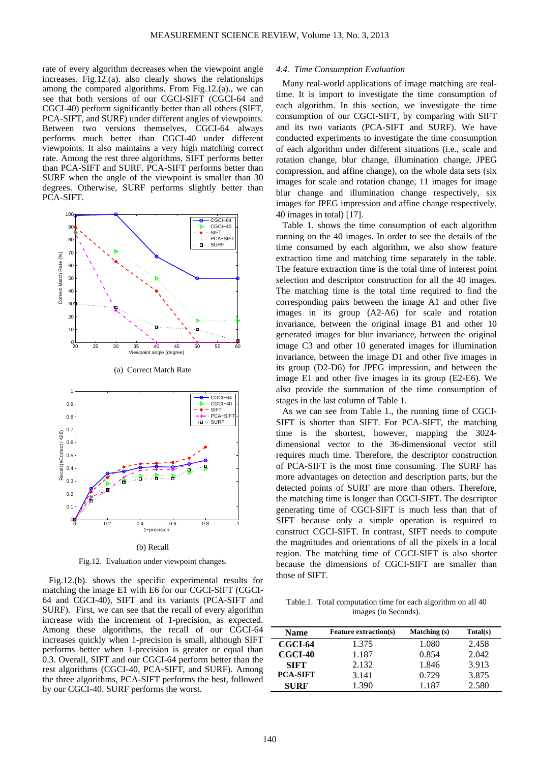rate of every algorithm decreases when the viewpoint angle increases. Fig.12.(a). also clearly shows the relationships among the compared algorithms. From Fig.12.(a)., we can see that both versions of our CGCI-SIFT (CGCI-64 and CGCI-40) perform significantly better than all others (SIFT, PCA-SIFT, and SURF) under different angles of viewpoints. Between two versions themselves, CGCI-64 always performs much better than CGCI-40 under different viewpoints. It also maintains a very high matching correct rate. Among the rest three algorithms, SIFT performs better than PCA-SIFT and SURF. PCA-SIFT performs better than SURF when the angle of the viewpoint is smaller than 30 degrees. Otherwise, SURF performs slightly better than PCA-SIFT.

(a) Correct Match Rate

(b) Recall

Fig.12. Evaluation under viewpoint changes.

Fig.12.(b). shows the specific experimental results for matching the image E1 with E6 for our CGCI-SIFT (CGCI-64 and CGCI-40), SIFT and its variants (PCA-SIFT and SURF). First, we can see that the recall of every algorithm increase with the increment of 1-precision, as expected. Among these algorithms, the recall of our CGCI-64 increases quickly when 1-precision is small, although SIFT performs better when 1-precision is greater or equal than 0.3. Overall, SIFT and our CGCI-64 perform better than the rest algorithms (CGCI-40, PCA-SIFT, and SURF). Among the three algorithms, PCA-SIFT performs the best, followed by our CGCI-40. SURF performs the worst.

### *4.4. Time Consumption Evaluation*

Many real-world applications of image matching are real-time. It is import to investigate the time consumption of each algorithm. In this section, we investigate the time consumption of our CGCI-SIFT, by comparing with SIFT and its two variants (PCA-SIFT and SURF). We have conducted experiments to investigate the time consumption of each algorithm under different situations (i.e., scale and rotation change, blur change, illumination change, JPEG compression, and affine change), on the whole data sets (six images for scale and rotation change, 11 images for image blur change and illumination change respectively, six images for JPEG impression and affine change respectively, 40 images in total) [17].

Table 1. shows the time consumption of each algorithm running on the 40 images. In order to see the details of the time consumed by each algorithm, we also show feature extraction time and matching time separately in the table. The feature extraction time is the total time of interest point selection and descriptor construction for all the 40 images. The matching time is the total time required to find the corresponding pairs between the image A1 and other five images in its group (A2-A6) for scale and rotation invariance, between the original image B1 and other 10 generated images for blur invariance, between the original image C3 and other 10 generated images for illumination invariance, between the image D1 and other five images in its group (D2-D6) for JPEG impression, and between the image E1 and other five images in its group (E2-E6). We also provide the summation of the time consumption of stages in the last column of Table 1.

As we can see from Table 1., the running time of CGCI-SIFT is shorter than SIFT. For PCA-SIFT, the matching time is the shortest, however, mapping the 3024-dimensional vector to the 36-dimensional vector still requires much time. Therefore, the descriptor construction of PCA-SIFT is the most time consuming. The SURF has more advantages on detection and description parts, but the detected points of SURF are more than others. Therefore, the matching time is longer than CGCI-SIFT. The descriptor generating time of CGCI-SIFT is much less than that of SIFT because only a simple operation is required to construct CGCI-SIFT. In contrast, SIFT needs to compute the magnitudes and orientations of all the pixels in a local region. The matching time of CGCI-SIFT is also shorter because the dimensions of CGCI-SIFT are smaller than those of SIFT.

Table.1. Total computation time for each algorithm on all 40 images (in Seconds).

| Name | Feature extraction(s) | Matching (s) | Total(s) |
|---|---|---|---|
| **CGCI-64** | 1.375 | 1.080 | 2.458 |
| **CGCI-40** | 1.187 | 0.854 | 2.042 |
| **SIFT** | 2.132 | 1.846 | 3.913 |
| **PCA-SIFT** | 3.141 | 0.729 | 3.875 |
| **SURF** | 1.390 | 1.187 | 2.580 |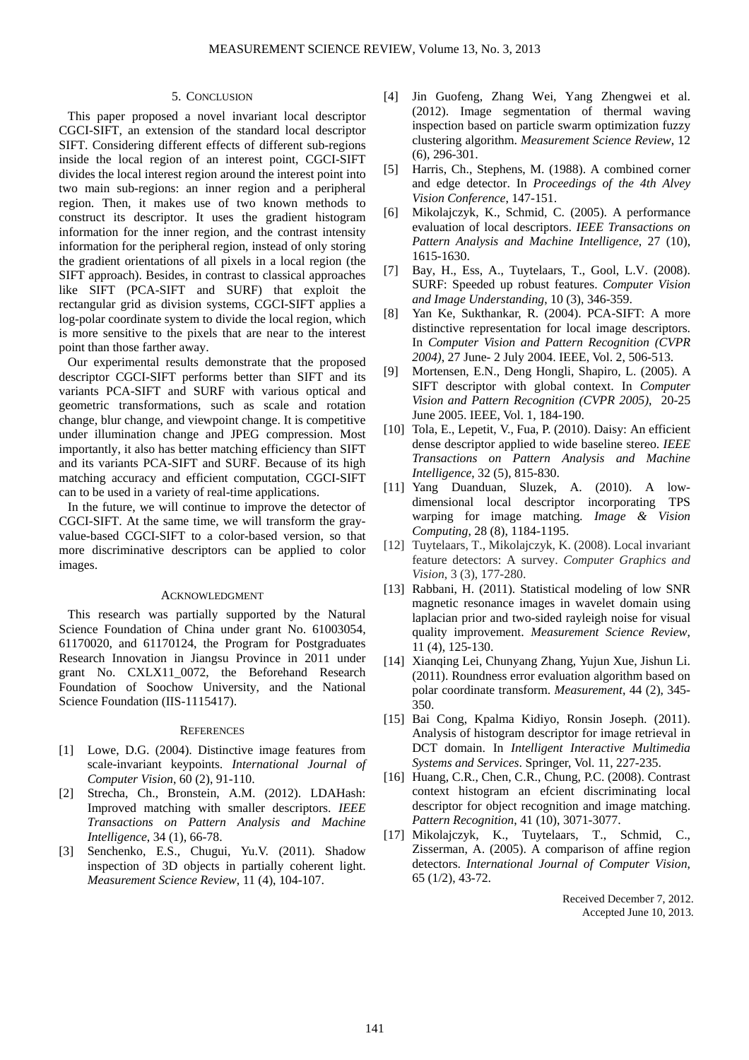## 5. CONCLUSION

This paper proposed a novel invariant local descriptor CGCI-SIFT, an extension of the standard local descriptor SIFT. Considering different effects of different sub-regions inside the local region of an interest point, CGCI-SIFT divides the local interest region around the interest point into two main sub-regions: an inner region and a peripheral region. Then, it makes use of two known methods to construct its descriptor. It uses the gradient histogram information for the inner region, and the contrast intensity information for the peripheral region, instead of only storing the gradient orientations of all pixels in a local region (the SIFT approach). Besides, in contrast to classical approaches like SIFT (PCA-SIFT and SURF) that exploit the rectangular grid as division systems, CGCI-SIFT applies a log-polar coordinate system to divide the local region, which is more sensitive to the pixels that are near to the interest point than those farther away.

Our experimental results demonstrate that the proposed descriptor CGCI-SIFT performs better than SIFT and its variants PCA-SIFT and SURF with various optical and geometric transformations, such as scale and rotation change, blur change, and viewpoint change. It is competitive under illumination change and JPEG compression. Most importantly, it also has better matching efficiency than SIFT and its variants PCA-SIFT and SURF. Because of its high matching accuracy and efficient computation, CGCI-SIFT can to be used in a variety of real-time applications.

In the future, we will continue to improve the detector of CGCI-SIFT. At the same time, we will transform the gray-value-based CGCI-SIFT to a color-based version, so that more discriminative descriptors can be applied to color images.

## ACKNOWLEDGMENT

This research was partially supported by the Natural Science Foundation of China under grant No. 61003054, 61170020, and 61170124, the Program for Postgraduates Research Innovation in Jiangsu Province in 2011 under grant No. CXLX11_0072, the Beforehand Research Foundation of Soochow University, and the National Science Foundation (IIS-1115417).

## REFERENCES

[1] Lowe, D.G. (2004). Distinctive image features from scale-invariant keypoints. *International Journal of Computer Vision*, 60 (2), 91-110.

[2] Strecha, Ch., Bronstein, A.M. (2012). LDAHash: Improved matching with smaller descriptors. *IEEE Transactions on Pattern Analysis and Machine Intelligence*, 34 (1), 66-78.

[3] Senchenko, E.S., Chugui, Yu.V. (2011). Shadow inspection of 3D objects in partially coherent light. *Measurement Science Review*, 11 (4), 104-107.

[4] Jin Guofeng, Zhang Wei, Yang Zhengwei et al. (2012). Image segmentation of thermal waving inspection based on particle swarm optimization fuzzy clustering algorithm. *Measurement Science Review*, 12 (6), 296-301.

[5] Harris, Ch., Stephens, M. (1988). A combined corner and edge detector. In *Proceedings of the 4th Alvey Vision Conference*, 147-151.

[6] Mikolajczyk, K., Schmid, C. (2005). A performance evaluation of local descriptors. *IEEE Transactions on Pattern Analysis and Machine Intelligence*, 27 (10), 1615-1630.

[7] Bay, H., Ess, A., Tuytelaars, T., Gool, L.V. (2008). SURF: Speeded up robust features. *Computer Vision and Image Understanding*, 10 (3), 346-359.

[8] Yan Ke, Sukthankar, R. (2004). PCA-SIFT: A more distinctive representation for local image descriptors. In *Computer Vision and Pattern Recognition (CVPR 2004)*, 27 June- 2 July 2004. IEEE, Vol. 2, 506-513.

[9] Mortensen, E.N., Deng Hongli, Shapiro, L. (2005). A SIFT descriptor with global context. In *Computer Vision and Pattern Recognition (CVPR 2005)*, 20-25 June 2005. IEEE, Vol. 1, 184-190.

[10] Tola, E., Lepetit, V., Fua, P. (2010). Daisy: An efficient dense descriptor applied to wide baseline stereo. *IEEE Transactions on Pattern Analysis and Machine Intelligence*, 32 (5), 815-830.

[11] Yang Duanduan, Sluzek, A. (2010). A low-dimensional local descriptor incorporating TPS warping for image matching. *Image & Vision Computing*, 28 (8), 1184-1195.

[12] Tuytelaars, T., Mikolajczyk, K. (2008). Local invariant feature detectors: A survey. *Computer Graphics and Vision*, 3 (3), 177-280.

[13] Rabbani, H. (2011). Statistical modeling of low SNR magnetic resonance images in wavelet domain using laplacian prior and two-sided rayleigh noise for visual quality improvement. *Measurement Science Review*, 11 (4), 125-130.

[14] Xianqing Lei, Chunyang Zhang, Yujun Xue, Jishun Li. (2011). Roundness error evaluation algorithm based on polar coordinate transform. *Measurement*, 44 (2), 345-350.

[15] Bai Cong, Kpalma Kidiyo, Ronsin Joseph. (2011). Analysis of histogram descriptor for image retrieval in DCT domain. In *Intelligent Interactive Multimedia Systems and Services*. Springer, Vol. 11, 227-235.

[16] Huang, C.R., Chen, C.R., Chung, P.C. (2008). Contrast context histogram an efcient discriminating local descriptor for object recognition and image matching. *Pattern Recognition*, 41 (10), 3071-3077.

[17] Mikolajczyk, K., Tuytelaars, T., Schmid, C., Zisserman, A. (2005). A comparison of affine region detectors. *International Journal of Computer Vision*, 65 (1/2), 43-72.

Received December 7, 2012.
Accepted June 10, 2013.